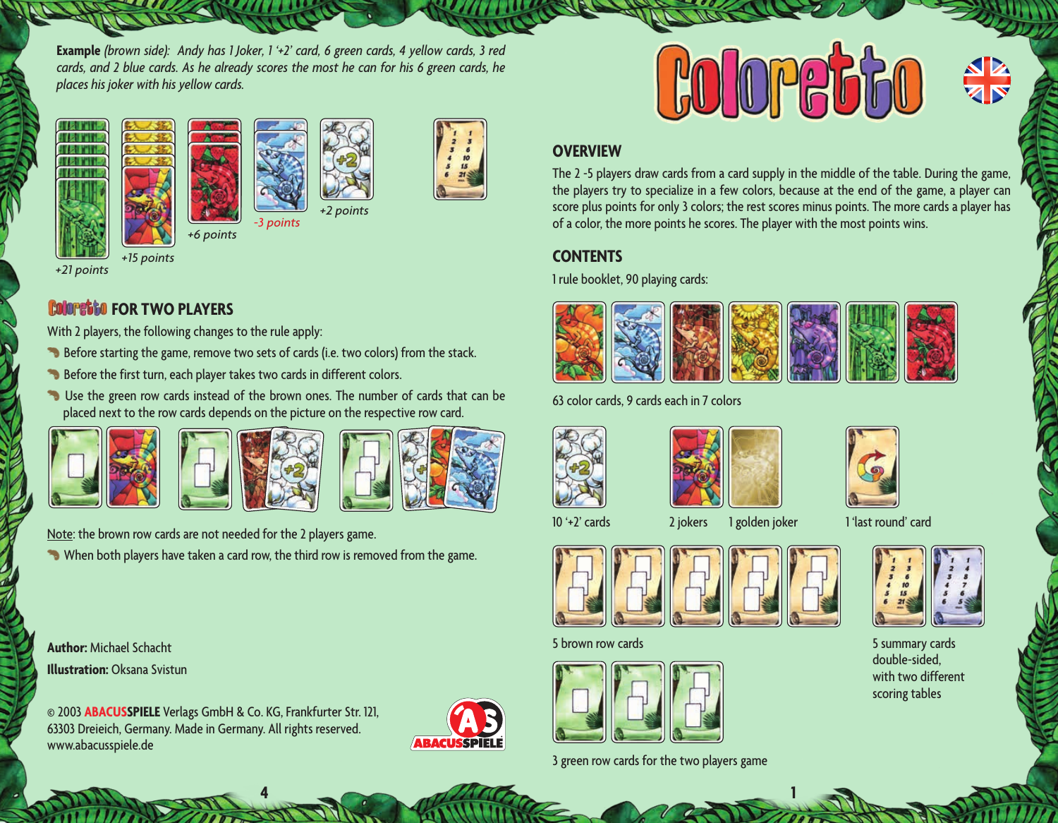**Example** *(brown side): Andy has 1 Joker, 1 '+2' card, 6 green cards, 4 yellow cards, 3 red cards, and 2 blue cards. As he already scores the most he can for his 6 green cards, he places his joker with his yellow cards.*

*+21 points*

*+15 points*

*+6 points*

*-3 points*

*+2 points*

## Coloretto FOR TWO PLAYERS

With 2 players, the following changes to the rule apply:

- Before starting the game, remove two sets of cards (i.e. two colors) from the stack.
- Before the first turn, each player takes two cards in different colors.
- Use the green row cards instead of the brown ones. The number of cards that can be placed next to the row cards depends on the picture on the respective row card.

Note: the brown row cards are not needed for the 2 players game.

- When both players have taken a card row, the third row is removed from the game.

**Author:** Michael Schacht

**Illustration:** Oksana Svistun

© 2003 **ABACUSSPIELE** Verlags GmbH & Co. KG, Frankfurter Str. 121, 63303 Dreieich, Germany. Made in Germany. All rights reserved. www.abacusspiele.de

# Coloretto

## OVERVIEW

The 2 -5 players draw cards from a card supply in the middle of the table. During the game, the players try to specialize in a few colors, because at the end of the game, a player can score plus points for only 3 colors; the rest scores minus points. The more cards a player has of a color, the more points he scores. The player with the most points wins.

## CONTENTS

1 rule booklet, 90 playing cards:

63 color cards, 9 cards each in 7 colors

10 '+2' cards

2 jokers

1 golden joker

1 'last round' card

5 brown row cards

5 summary cards double-sided, with two different scoring tables

3 green row cards for the two players game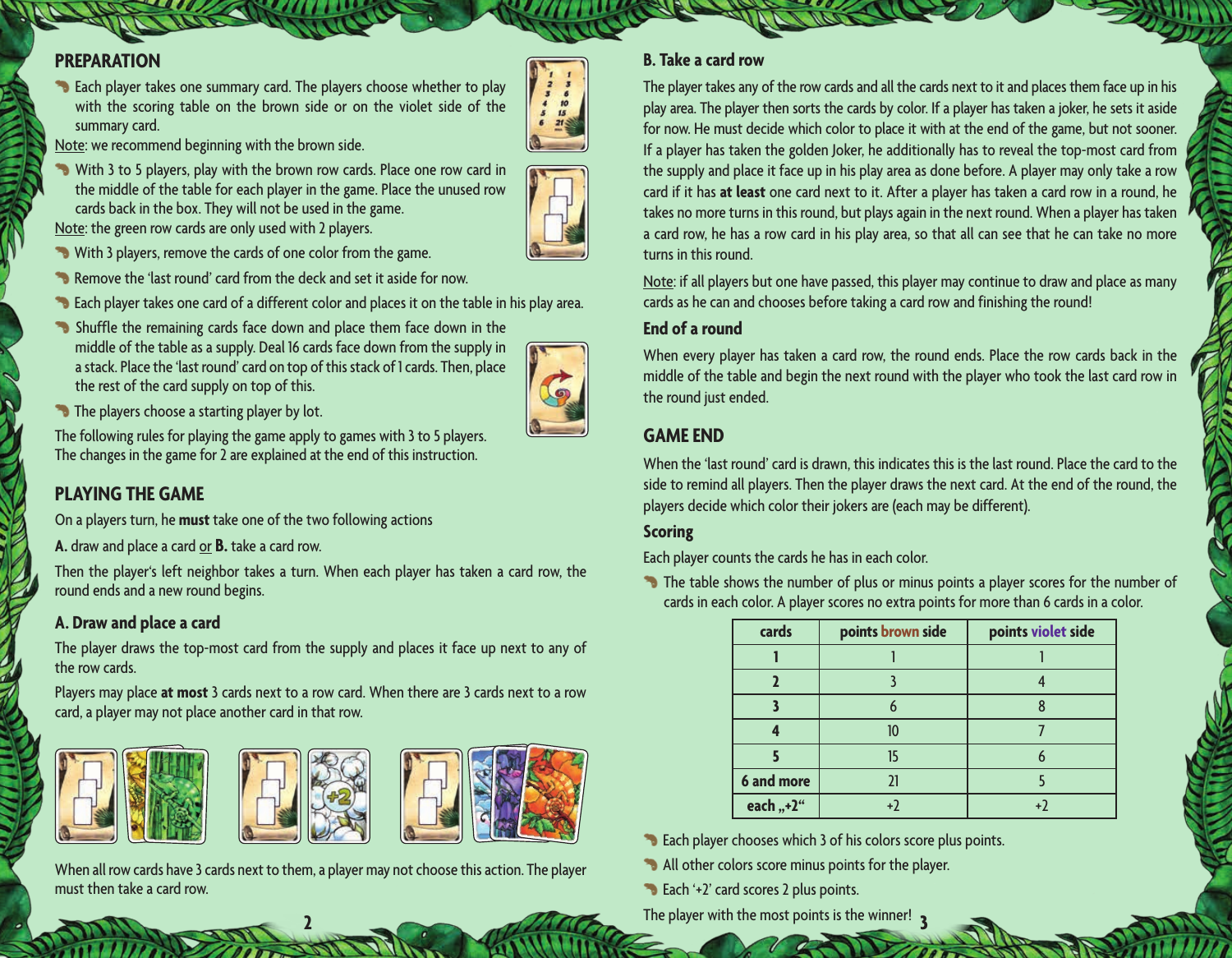## PREPARATION

- Each player takes one summary card. The players choose whether to play with the scoring table on the brown side or on the violet side of the summary card.

Note: we recommend beginning with the brown side.

- With 3 to 5 players, play with the brown row cards. Place one row card in the middle of the table for each player in the game. Place the unused row cards back in the box. They will not be used in the game.

Note: the green row cards are only used with 2 players.

- With 3 players, remove the cards of one color from the game.
- Remove the 'last round' card from the deck and set it aside for now.
- Each player takes one card of a different color and places it on the table in his play area.
- Shuffle the remaining cards face down and place them face down in the middle of the table as a supply. Deal 16 cards face down from the supply in a stack. Place the 'last round' card on top of this stack of 1 cards. Then, place the rest of the card supply on top of this.
- The players choose a starting player by lot.

The following rules for playing the game apply to games with 3 to 5 players. The changes in the game for 2 are explained at the end of this instruction.

## PLAYING THE GAME

On a players turn, he **must** take one of the two following actions

**A.** draw and place a card <u>or</u> **B.** take a card row.

Then the player's left neighbor takes a turn. When each player has taken a card row, the round ends and a new round begins.

### A. Draw and place a card

The player draws the top-most card from the supply and places it face up next to any of the row cards.

Players may place **at most** 3 cards next to a row card. When there are 3 cards next to a row card, a player may not place another card in that row.

When all row cards have 3 cards next to them, a player may not choose this action. The player must then take a card row.

### B. Take a card row

The player takes any of the row cards and all the cards next to it and places them face up in his play area. The player then sorts the cards by color. If a player has taken a joker, he sets it aside for now. He must decide which color to place it with at the end of the game, but not sooner. If a player has taken the golden Joker, he additionally has to reveal the top-most card from the supply and place it face up in his play area as done before. A player may only take a row card if it has **at least** one card next to it. After a player has taken a card row in a round, he takes no more turns in this round, but plays again in the next round. When a player has taken a card row, he has a row card in his play area, so that all can see that he can take no more turns in this round.

Note: if all players but one have passed, this player may continue to draw and place as many cards as he can and chooses before taking a card row and finishing the round!

### End of a round

When every player has taken a card row, the round ends. Place the row cards back in the middle of the table and begin the next round with the player who took the last card row in the round just ended.

## GAME END

When the 'last round' card is drawn, this indicates this is the last round. Place the card to the side to remind all players. Then the player draws the next card. At the end of the round, the players decide which color their jokers are (each may be different).

### Scoring

Each player counts the cards he has in each color.

- The table shows the number of plus or minus points a player scores for the number of cards in each color. A player scores no extra points for more than 6 cards in a color.

| cards | points brown side | points violet side |
|---|---|---|
| 1 | 1 | 1 |
| 2 | 3 | 4 |
| 3 | 6 | 8 |
| 4 | 10 | 7 |
| 5 | 15 | 6 |
| 6 and more | 21 | 5 |
| each „+2" | +2 | +2 |

- Each player chooses which 3 of his colors score plus points.
- All other colors score minus points for the player.
- Each '+2' card scores 2 plus points.

The player with the most points is the winner!